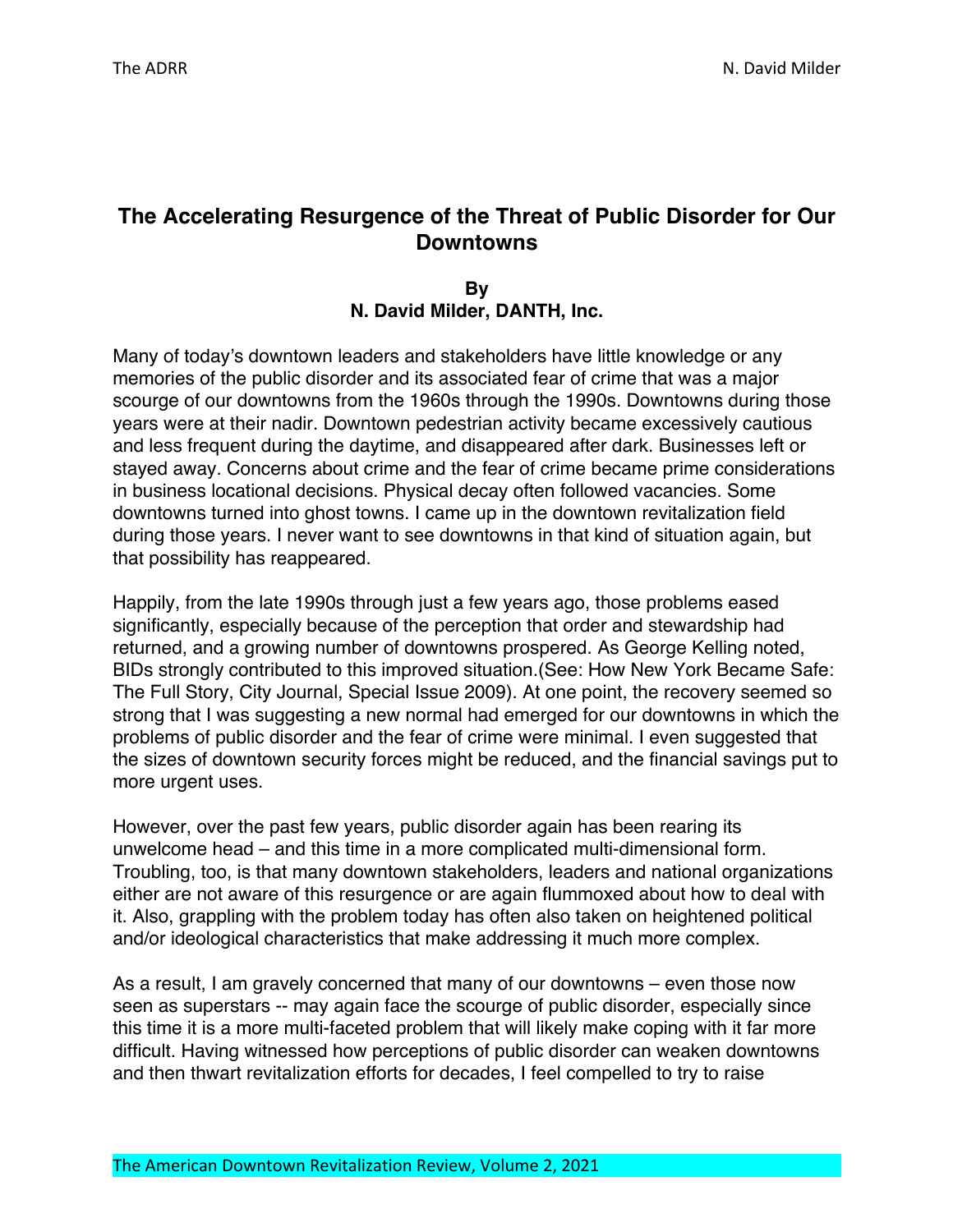# The Accelerating Resurgence of the Threat of Public Disorder for Our Downtowns

**By**
**N. David Milder, DANTH, Inc.**

Many of today's downtown leaders and stakeholders have little knowledge or any memories of the public disorder and its associated fear of crime that was a major scourge of our downtowns from the 1960s through the 1990s. Downtowns during those years were at their nadir. Downtown pedestrian activity became excessively cautious and less frequent during the daytime, and disappeared after dark. Businesses left or stayed away. Concerns about crime and the fear of crime became prime considerations in business locational decisions. Physical decay often followed vacancies. Some downtowns turned into ghost towns. I came up in the downtown revitalization field during those years. I never want to see downtowns in that kind of situation again, but that possibility has reappeared.

Happily, from the late 1990s through just a few years ago, those problems eased significantly, especially because of the perception that order and stewardship had returned, and a growing number of downtowns prospered. As George Kelling noted, BIDs strongly contributed to this improved situation.(See: How New York Became Safe: The Full Story, City Journal, Special Issue 2009). At one point, the recovery seemed so strong that I was suggesting a new normal had emerged for our downtowns in which the problems of public disorder and the fear of crime were minimal. I even suggested that the sizes of downtown security forces might be reduced, and the financial savings put to more urgent uses.

However, over the past few years, public disorder again has been rearing its unwelcome head – and this time in a more complicated multi-dimensional form. Troubling, too, is that many downtown stakeholders, leaders and national organizations either are not aware of this resurgence or are again flummoxed about how to deal with it. Also, grappling with the problem today has often also taken on heightened political and/or ideological characteristics that make addressing it much more complex.

As a result, I am gravely concerned that many of our downtowns – even those now seen as superstars -- may again face the scourge of public disorder, especially since this time it is a more multi-faceted problem that will likely make coping with it far more difficult. Having witnessed how perceptions of public disorder can weaken downtowns and then thwart revitalization efforts for decades, I feel compelled to try to raise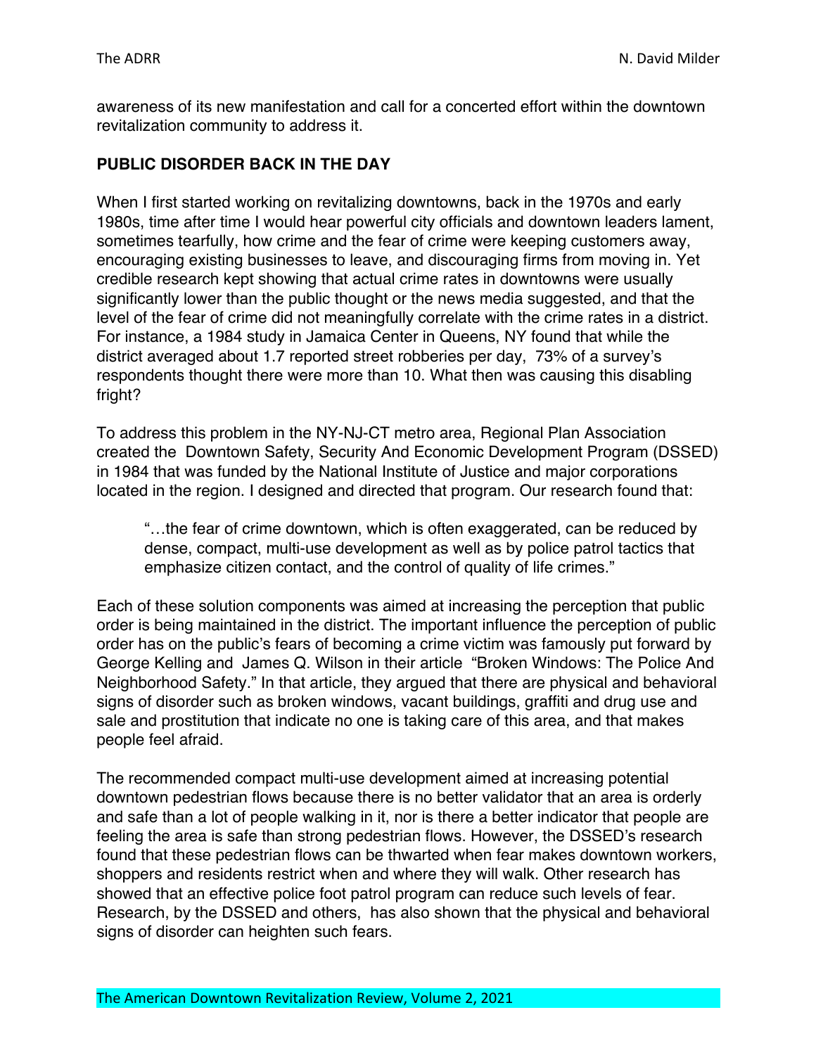awareness of its new manifestation and call for a concerted effort within the downtown revitalization community to address it.

## PUBLIC DISORDER BACK IN THE DAY

When I first started working on revitalizing downtowns, back in the 1970s and early 1980s, time after time I would hear powerful city officials and downtown leaders lament, sometimes tearfully, how crime and the fear of crime were keeping customers away, encouraging existing businesses to leave, and discouraging firms from moving in. Yet credible research kept showing that actual crime rates in downtowns were usually significantly lower than the public thought or the news media suggested, and that the level of the fear of crime did not meaningfully correlate with the crime rates in a district. For instance, a 1984 study in Jamaica Center in Queens, NY found that while the district averaged about 1.7 reported street robberies per day, 73% of a survey's respondents thought there were more than 10. What then was causing this disabling fright?

To address this problem in the NY-NJ-CT metro area, Regional Plan Association created the Downtown Safety, Security And Economic Development Program (DSSED) in 1984 that was funded by the National Institute of Justice and major corporations located in the region. I designed and directed that program. Our research found that:

> "…the fear of crime downtown, which is often exaggerated, can be reduced by dense, compact, multi-use development as well as by police patrol tactics that emphasize citizen contact, and the control of quality of life crimes."

Each of these solution components was aimed at increasing the perception that public order is being maintained in the district. The important influence the perception of public order has on the public's fears of becoming a crime victim was famously put forward by George Kelling and James Q. Wilson in their article "Broken Windows: The Police And Neighborhood Safety." In that article, they argued that there are physical and behavioral signs of disorder such as broken windows, vacant buildings, graffiti and drug use and sale and prostitution that indicate no one is taking care of this area, and that makes people feel afraid.

The recommended compact multi-use development aimed at increasing potential downtown pedestrian flows because there is no better validator that an area is orderly and safe than a lot of people walking in it, nor is there a better indicator that people are feeling the area is safe than strong pedestrian flows. However, the DSSED's research found that these pedestrian flows can be thwarted when fear makes downtown workers, shoppers and residents restrict when and where they will walk. Other research has showed that an effective police foot patrol program can reduce such levels of fear. Research, by the DSSED and others, has also shown that the physical and behavioral signs of disorder can heighten such fears.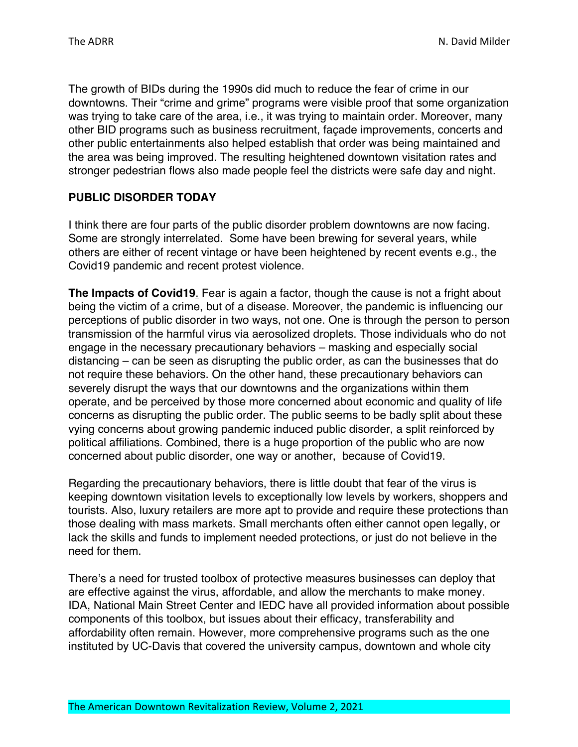The growth of BIDs during the 1990s did much to reduce the fear of crime in our downtowns. Their "crime and grime" programs were visible proof that some organization was trying to take care of the area, i.e., it was trying to maintain order. Moreover, many other BID programs such as business recruitment, façade improvements, concerts and other public entertainments also helped establish that order was being maintained and the area was being improved. The resulting heightened downtown visitation rates and stronger pedestrian flows also made people feel the districts were safe day and night.

## PUBLIC DISORDER TODAY

I think there are four parts of the public disorder problem downtowns are now facing. Some are strongly interrelated. Some have been brewing for several years, while others are either of recent vintage or have been heightened by recent events e.g., the Covid19 pandemic and recent protest violence.

**The Impacts of Covid19**. Fear is again a factor, though the cause is not a fright about being the victim of a crime, but of a disease. Moreover, the pandemic is influencing our perceptions of public disorder in two ways, not one. One is through the person to person transmission of the harmful virus via aerosolized droplets. Those individuals who do not engage in the necessary precautionary behaviors – masking and especially social distancing – can be seen as disrupting the public order, as can the businesses that do not require these behaviors. On the other hand, these precautionary behaviors can severely disrupt the ways that our downtowns and the organizations within them operate, and be perceived by those more concerned about economic and quality of life concerns as disrupting the public order. The public seems to be badly split about these vying concerns about growing pandemic induced public disorder, a split reinforced by political affiliations. Combined, there is a huge proportion of the public who are now concerned about public disorder, one way or another, because of Covid19.

Regarding the precautionary behaviors, there is little doubt that fear of the virus is keeping downtown visitation levels to exceptionally low levels by workers, shoppers and tourists. Also, luxury retailers are more apt to provide and require these protections than those dealing with mass markets. Small merchants often either cannot open legally, or lack the skills and funds to implement needed protections, or just do not believe in the need for them.

There's a need for trusted toolbox of protective measures businesses can deploy that are effective against the virus, affordable, and allow the merchants to make money. IDA, National Main Street Center and IEDC have all provided information about possible components of this toolbox, but issues about their efficacy, transferability and affordability often remain. However, more comprehensive programs such as the one instituted by UC-Davis that covered the university campus, downtown and whole city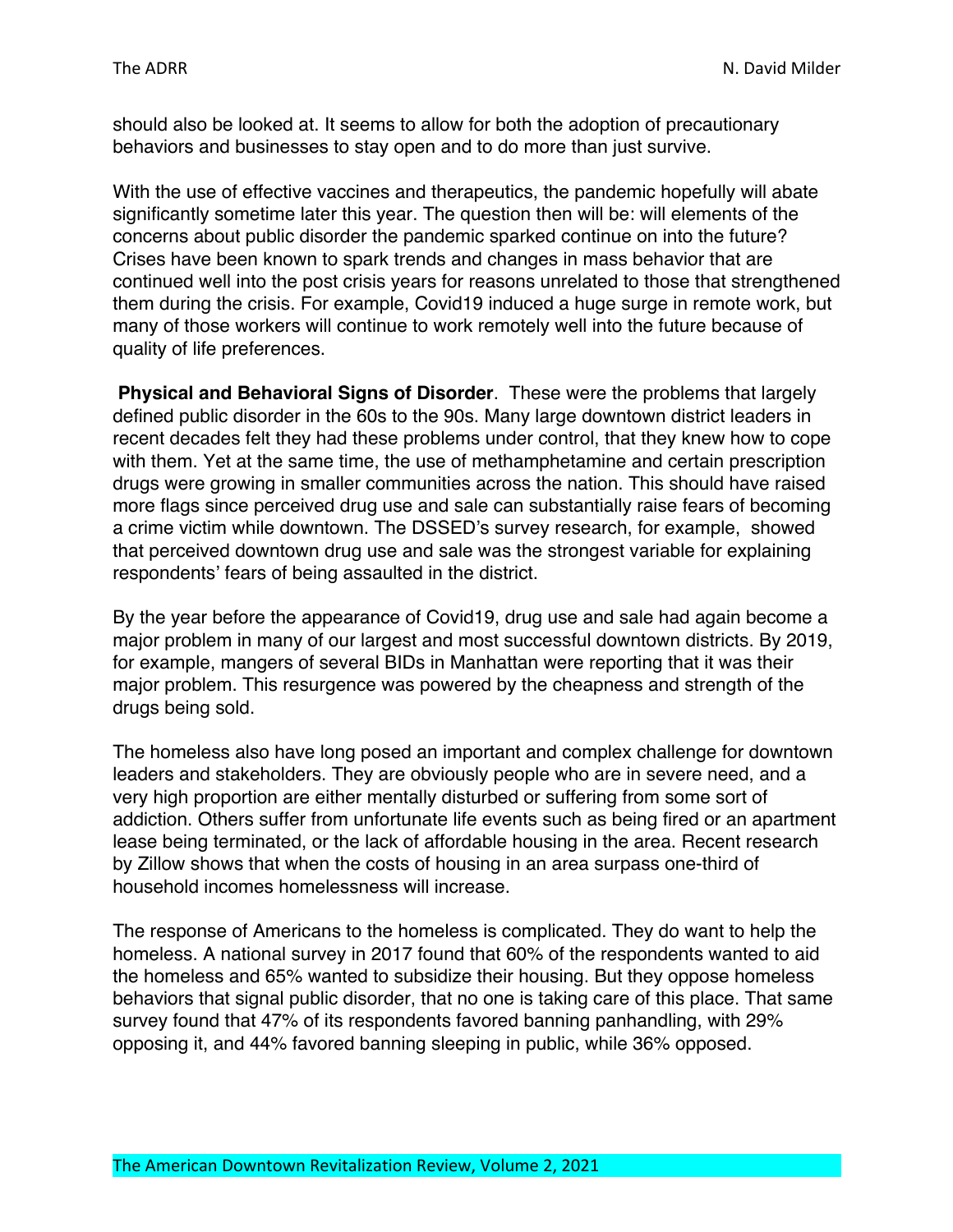should also be looked at. It seems to allow for both the adoption of precautionary behaviors and businesses to stay open and to do more than just survive.

With the use of effective vaccines and therapeutics, the pandemic hopefully will abate significantly sometime later this year. The question then will be: will elements of the concerns about public disorder the pandemic sparked continue on into the future? Crises have been known to spark trends and changes in mass behavior that are continued well into the post crisis years for reasons unrelated to those that strengthened them during the crisis. For example, Covid19 induced a huge surge in remote work, but many of those workers will continue to work remotely well into the future because of quality of life preferences.

**Physical and Behavioral Signs of Disorder**. These were the problems that largely defined public disorder in the 60s to the 90s. Many large downtown district leaders in recent decades felt they had these problems under control, that they knew how to cope with them. Yet at the same time, the use of methamphetamine and certain prescription drugs were growing in smaller communities across the nation. This should have raised more flags since perceived drug use and sale can substantially raise fears of becoming a crime victim while downtown. The DSSED's survey research, for example, showed that perceived downtown drug use and sale was the strongest variable for explaining respondents' fears of being assaulted in the district.

By the year before the appearance of Covid19, drug use and sale had again become a major problem in many of our largest and most successful downtown districts. By 2019, for example, mangers of several BIDs in Manhattan were reporting that it was their major problem. This resurgence was powered by the cheapness and strength of the drugs being sold.

The homeless also have long posed an important and complex challenge for downtown leaders and stakeholders. They are obviously people who are in severe need, and a very high proportion are either mentally disturbed or suffering from some sort of addiction. Others suffer from unfortunate life events such as being fired or an apartment lease being terminated, or the lack of affordable housing in the area. Recent research by Zillow shows that when the costs of housing in an area surpass one-third of household incomes homelessness will increase.

The response of Americans to the homeless is complicated. They do want to help the homeless. A national survey in 2017 found that 60% of the respondents wanted to aid the homeless and 65% wanted to subsidize their housing. But they oppose homeless behaviors that signal public disorder, that no one is taking care of this place. That same survey found that 47% of its respondents favored banning panhandling, with 29% opposing it, and 44% favored banning sleeping in public, while 36% opposed.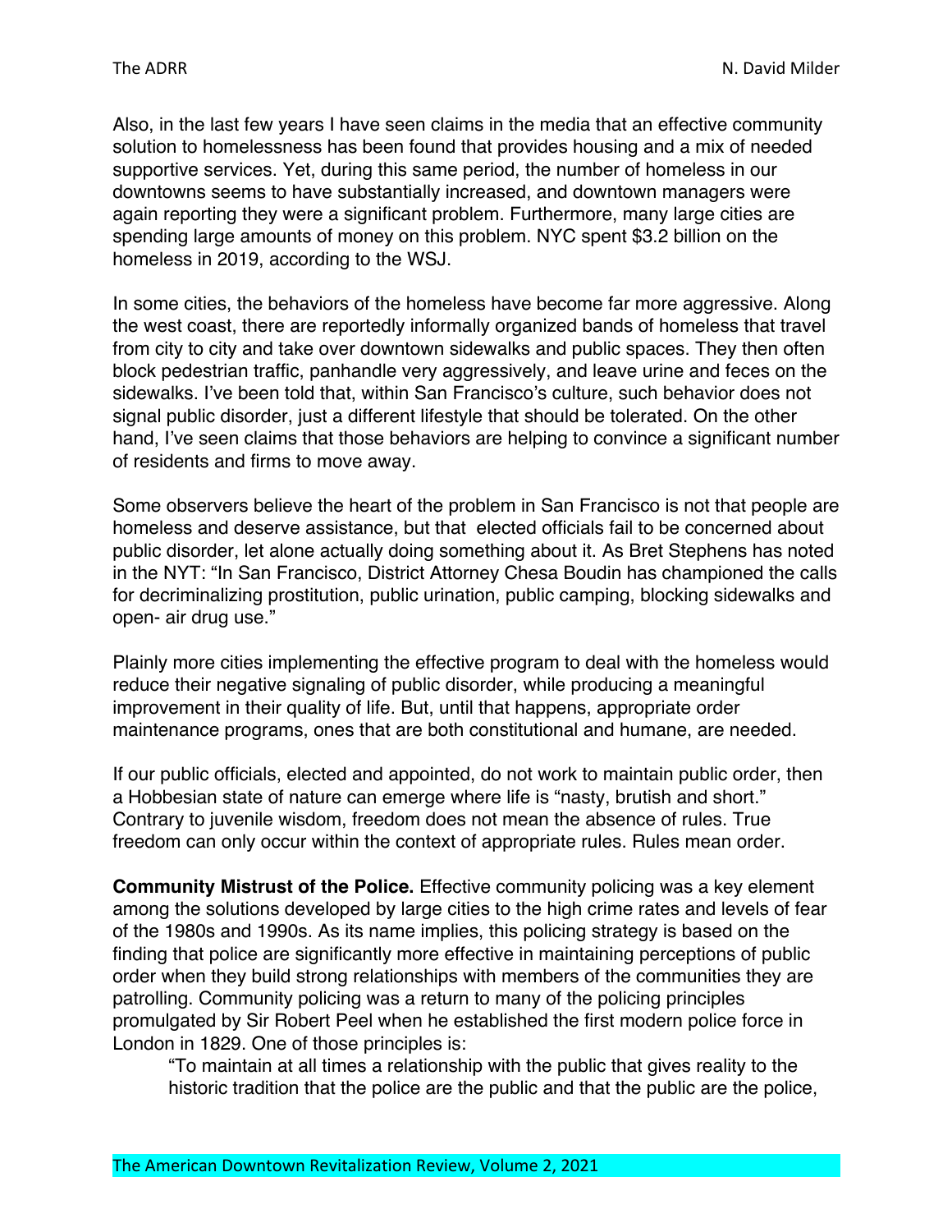Also, in the last few years I have seen claims in the media that an effective community solution to homelessness has been found that provides housing and a mix of needed supportive services. Yet, during this same period, the number of homeless in our downtowns seems to have substantially increased, and downtown managers were again reporting they were a significant problem. Furthermore, many large cities are spending large amounts of money on this problem. NYC spent $3.2 billion on the homeless in 2019, according to the WSJ.

In some cities, the behaviors of the homeless have become far more aggressive. Along the west coast, there are reportedly informally organized bands of homeless that travel from city to city and take over downtown sidewalks and public spaces. They then often block pedestrian traffic, panhandle very aggressively, and leave urine and feces on the sidewalks. I've been told that, within San Francisco's culture, such behavior does not signal public disorder, just a different lifestyle that should be tolerated. On the other hand, I've seen claims that those behaviors are helping to convince a significant number of residents and firms to move away.

Some observers believe the heart of the problem in San Francisco is not that people are homeless and deserve assistance, but that elected officials fail to be concerned about public disorder, let alone actually doing something about it. As Bret Stephens has noted in the NYT: "In San Francisco, District Attorney Chesa Boudin has championed the calls for decriminalizing prostitution, public urination, public camping, blocking sidewalks and open- air drug use."

Plainly more cities implementing the effective program to deal with the homeless would reduce their negative signaling of public disorder, while producing a meaningful improvement in their quality of life. But, until that happens, appropriate order maintenance programs, ones that are both constitutional and humane, are needed.

If our public officials, elected and appointed, do not work to maintain public order, then a Hobbesian state of nature can emerge where life is "nasty, brutish and short." Contrary to juvenile wisdom, freedom does not mean the absence of rules. True freedom can only occur within the context of appropriate rules. Rules mean order.

**Community Mistrust of the Police.** Effective community policing was a key element among the solutions developed by large cities to the high crime rates and levels of fear of the 1980s and 1990s. As its name implies, this policing strategy is based on the finding that police are significantly more effective in maintaining perceptions of public order when they build strong relationships with members of the communities they are patrolling. Community policing was a return to many of the policing principles promulgated by Sir Robert Peel when he established the first modern police force in London in 1829. One of those principles is:

> "To maintain at all times a relationship with the public that gives reality to the historic tradition that the police are the public and that the public are the police,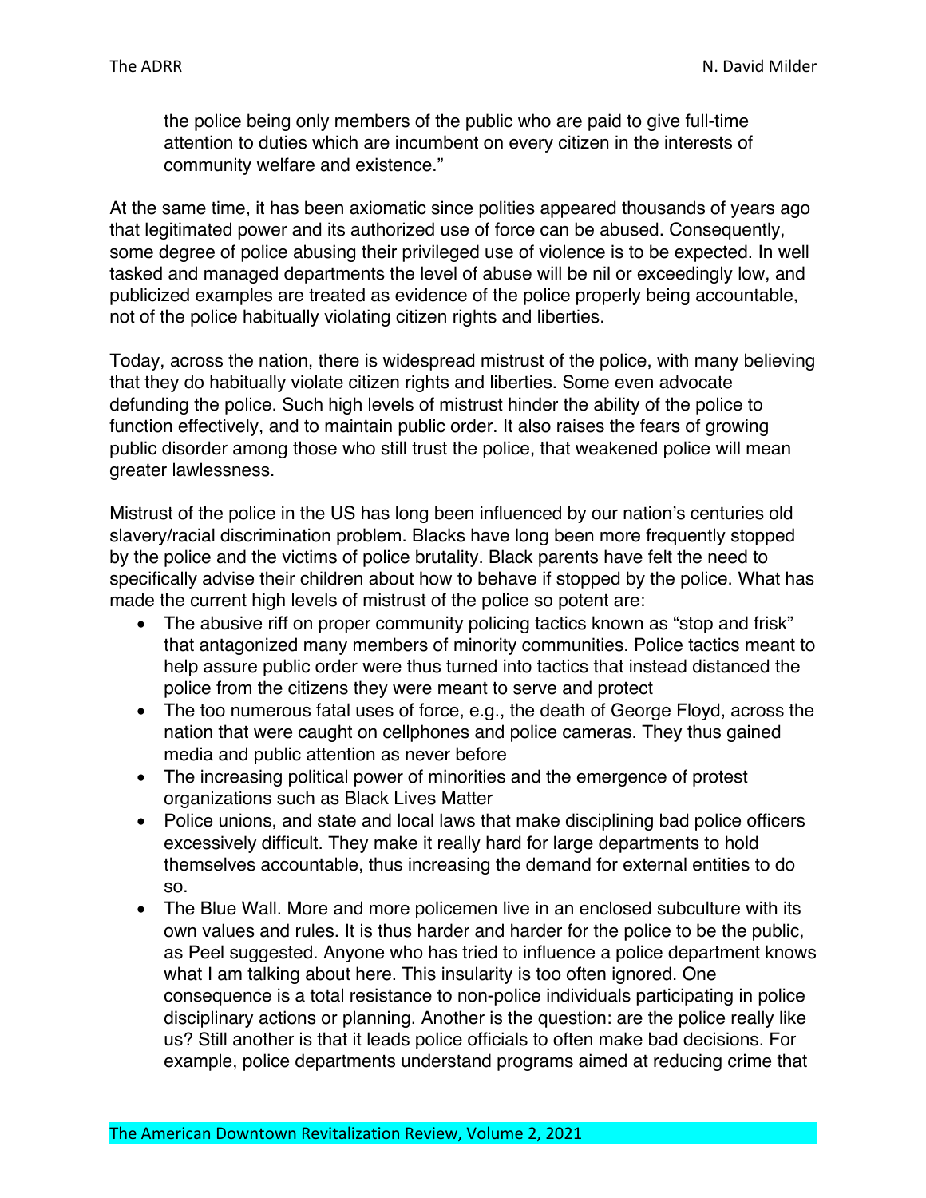the police being only members of the public who are paid to give full-time attention to duties which are incumbent on every citizen in the interests of community welfare and existence."

At the same time, it has been axiomatic since polities appeared thousands of years ago that legitimated power and its authorized use of force can be abused. Consequently, some degree of police abusing their privileged use of violence is to be expected. In well tasked and managed departments the level of abuse will be nil or exceedingly low, and publicized examples are treated as evidence of the police properly being accountable, not of the police habitually violating citizen rights and liberties.

Today, across the nation, there is widespread mistrust of the police, with many believing that they do habitually violate citizen rights and liberties. Some even advocate defunding the police. Such high levels of mistrust hinder the ability of the police to function effectively, and to maintain public order. It also raises the fears of growing public disorder among those who still trust the police, that weakened police will mean greater lawlessness.

Mistrust of the police in the US has long been influenced by our nation's centuries old slavery/racial discrimination problem. Blacks have long been more frequently stopped by the police and the victims of police brutality. Black parents have felt the need to specifically advise their children about how to behave if stopped by the police. What has made the current high levels of mistrust of the police so potent are:

- The abusive riff on proper community policing tactics known as "stop and frisk" that antagonized many members of minority communities. Police tactics meant to help assure public order were thus turned into tactics that instead distanced the police from the citizens they were meant to serve and protect
- The too numerous fatal uses of force, e.g., the death of George Floyd, across the nation that were caught on cellphones and police cameras. They thus gained media and public attention as never before
- The increasing political power of minorities and the emergence of protest organizations such as Black Lives Matter
- Police unions, and state and local laws that make disciplining bad police officers excessively difficult. They make it really hard for large departments to hold themselves accountable, thus increasing the demand for external entities to do so.
- The Blue Wall. More and more policemen live in an enclosed subculture with its own values and rules. It is thus harder and harder for the police to be the public, as Peel suggested. Anyone who has tried to influence a police department knows what I am talking about here. This insularity is too often ignored. One consequence is a total resistance to non-police individuals participating in police disciplinary actions or planning. Another is the question: are the police really like us? Still another is that it leads police officials to often make bad decisions. For example, police departments understand programs aimed at reducing crime that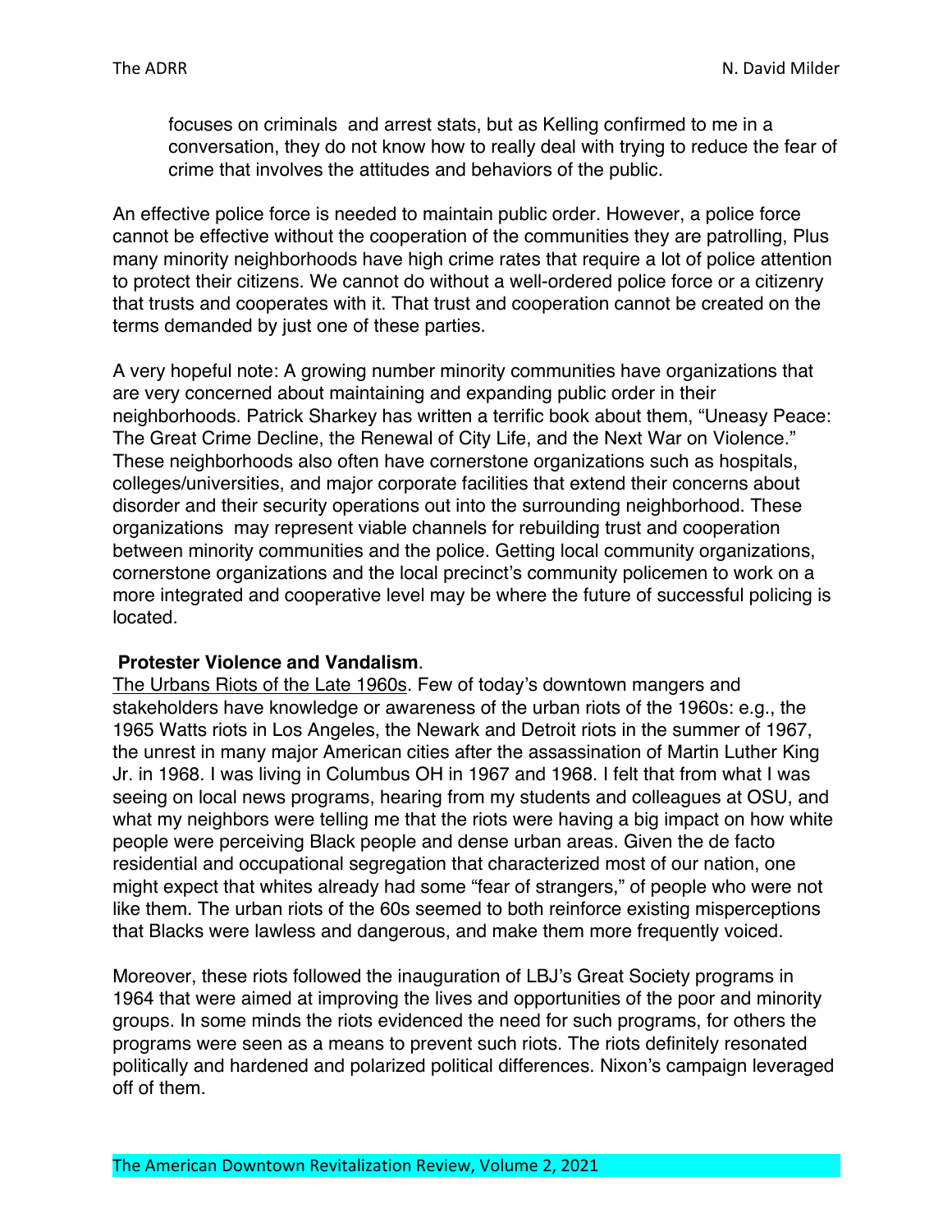> focuses on criminals and arrest stats, but as Kelling confirmed to me in a conversation, they do not know how to really deal with trying to reduce the fear of crime that involves the attitudes and behaviors of the public.

An effective police force is needed to maintain public order. However, a police force cannot be effective without the cooperation of the communities they are patrolling, Plus many minority neighborhoods have high crime rates that require a lot of police attention to protect their citizens. We cannot do without a well-ordered police force or a citizenry that trusts and cooperates with it. That trust and cooperation cannot be created on the terms demanded by just one of these parties.

A very hopeful note: A growing number minority communities have organizations that are very concerned about maintaining and expanding public order in their neighborhoods. Patrick Sharkey has written a terrific book about them, "Uneasy Peace: The Great Crime Decline, the Renewal of City Life, and the Next War on Violence." These neighborhoods also often have cornerstone organizations such as hospitals, colleges/universities, and major corporate facilities that extend their concerns about disorder and their security operations out into the surrounding neighborhood. These organizations may represent viable channels for rebuilding trust and cooperation between minority communities and the police. Getting local community organizations, cornerstone organizations and the local precinct's community policemen to work on a more integrated and cooperative level may be where the future of successful policing is located.

**Protester Violence and Vandalism**.

<u>The Urbans Riots of the Late 1960s</u>. Few of today's downtown mangers and stakeholders have knowledge or awareness of the urban riots of the 1960s: e.g., the 1965 Watts riots in Los Angeles, the Newark and Detroit riots in the summer of 1967, the unrest in many major American cities after the assassination of Martin Luther King Jr. in 1968. I was living in Columbus OH in 1967 and 1968. I felt that from what I was seeing on local news programs, hearing from my students and colleagues at OSU, and what my neighbors were telling me that the riots were having a big impact on how white people were perceiving Black people and dense urban areas. Given the de facto residential and occupational segregation that characterized most of our nation, one might expect that whites already had some "fear of strangers," of people who were not like them. The urban riots of the 60s seemed to both reinforce existing misperceptions that Blacks were lawless and dangerous, and make them more frequently voiced.

Moreover, these riots followed the inauguration of LBJ's Great Society programs in 1964 that were aimed at improving the lives and opportunities of the poor and minority groups. In some minds the riots evidenced the need for such programs, for others the programs were seen as a means to prevent such riots. The riots definitely resonated politically and hardened and polarized political differences. Nixon's campaign leveraged off of them.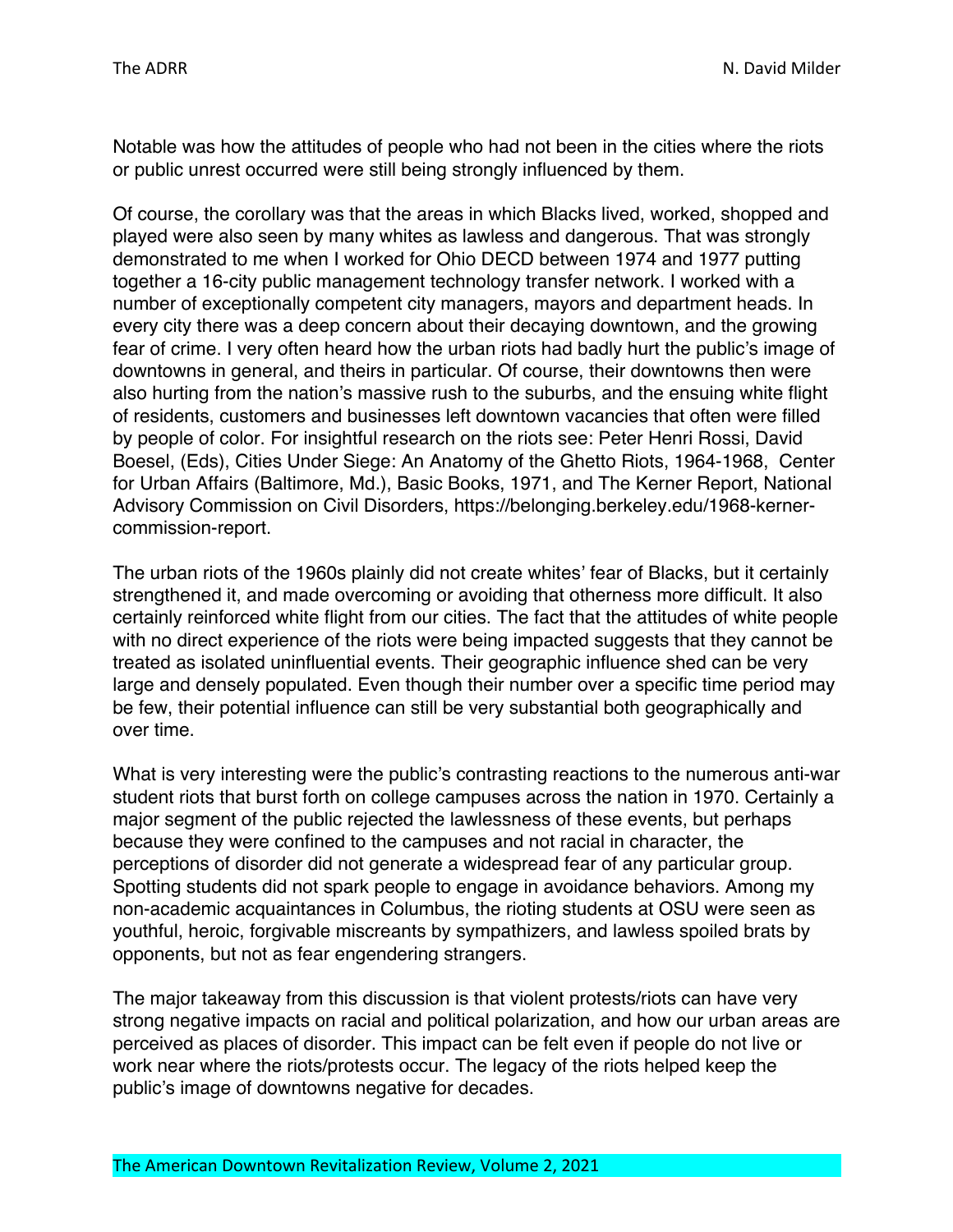Notable was how the attitudes of people who had not been in the cities where the riots or public unrest occurred were still being strongly influenced by them.

Of course, the corollary was that the areas in which Blacks lived, worked, shopped and played were also seen by many whites as lawless and dangerous. That was strongly demonstrated to me when I worked for Ohio DECD between 1974 and 1977 putting together a 16-city public management technology transfer network. I worked with a number of exceptionally competent city managers, mayors and department heads. In every city there was a deep concern about their decaying downtown, and the growing fear of crime. I very often heard how the urban riots had badly hurt the public's image of downtowns in general, and theirs in particular. Of course, their downtowns then were also hurting from the nation's massive rush to the suburbs, and the ensuing white flight of residents, customers and businesses left downtown vacancies that often were filled by people of color. For insightful research on the riots see: Peter Henri Rossi, David Boesel, (Eds), Cities Under Siege: An Anatomy of the Ghetto Riots, 1964-1968, Center for Urban Affairs (Baltimore, Md.), Basic Books, 1971, and The Kerner Report, National Advisory Commission on Civil Disorders, https://belonging.berkeley.edu/1968-kerner-commission-report.

The urban riots of the 1960s plainly did not create whites' fear of Blacks, but it certainly strengthened it, and made overcoming or avoiding that otherness more difficult. It also certainly reinforced white flight from our cities. The fact that the attitudes of white people with no direct experience of the riots were being impacted suggests that they cannot be treated as isolated uninfluential events. Their geographic influence shed can be very large and densely populated. Even though their number over a specific time period may be few, their potential influence can still be very substantial both geographically and over time.

What is very interesting were the public's contrasting reactions to the numerous anti-war student riots that burst forth on college campuses across the nation in 1970. Certainly a major segment of the public rejected the lawlessness of these events, but perhaps because they were confined to the campuses and not racial in character, the perceptions of disorder did not generate a widespread fear of any particular group. Spotting students did not spark people to engage in avoidance behaviors. Among my non-academic acquaintances in Columbus, the rioting students at OSU were seen as youthful, heroic, forgivable miscreants by sympathizers, and lawless spoiled brats by opponents, but not as fear engendering strangers.

The major takeaway from this discussion is that violent protests/riots can have very strong negative impacts on racial and political polarization, and how our urban areas are perceived as places of disorder. This impact can be felt even if people do not live or work near where the riots/protests occur. The legacy of the riots helped keep the public's image of downtowns negative for decades.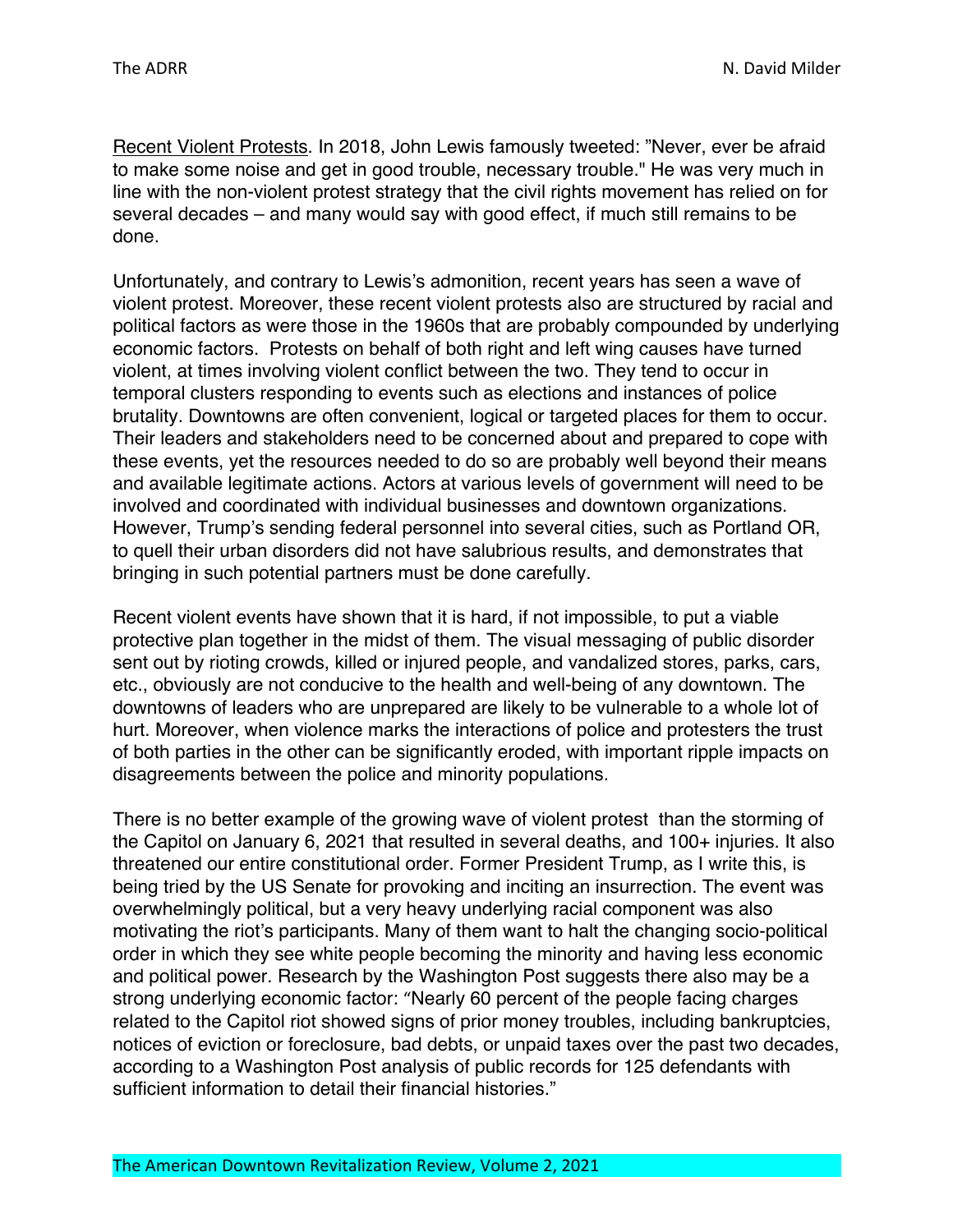Recent Violent Protests. In 2018, John Lewis famously tweeted: "Never, ever be afraid to make some noise and get in good trouble, necessary trouble." He was very much in line with the non-violent protest strategy that the civil rights movement has relied on for several decades – and many would say with good effect, if much still remains to be done.

Unfortunately, and contrary to Lewis's admonition, recent years has seen a wave of violent protest. Moreover, these recent violent protests also are structured by racial and political factors as were those in the 1960s that are probably compounded by underlying economic factors. Protests on behalf of both right and left wing causes have turned violent, at times involving violent conflict between the two. They tend to occur in temporal clusters responding to events such as elections and instances of police brutality. Downtowns are often convenient, logical or targeted places for them to occur. Their leaders and stakeholders need to be concerned about and prepared to cope with these events, yet the resources needed to do so are probably well beyond their means and available legitimate actions. Actors at various levels of government will need to be involved and coordinated with individual businesses and downtown organizations. However, Trump's sending federal personnel into several cities, such as Portland OR, to quell their urban disorders did not have salubrious results, and demonstrates that bringing in such potential partners must be done carefully.

Recent violent events have shown that it is hard, if not impossible, to put a viable protective plan together in the midst of them. The visual messaging of public disorder sent out by rioting crowds, killed or injured people, and vandalized stores, parks, cars, etc., obviously are not conducive to the health and well-being of any downtown. The downtowns of leaders who are unprepared are likely to be vulnerable to a whole lot of hurt. Moreover, when violence marks the interactions of police and protesters the trust of both parties in the other can be significantly eroded, with important ripple impacts on disagreements between the police and minority populations.

There is no better example of the growing wave of violent protest than the storming of the Capitol on January 6, 2021 that resulted in several deaths, and 100+ injuries. It also threatened our entire constitutional order. Former President Trump, as I write this, is being tried by the US Senate for provoking and inciting an insurrection. The event was overwhelmingly political, but a very heavy underlying racial component was also motivating the riot's participants. Many of them want to halt the changing socio-political order in which they see white people becoming the minority and having less economic and political power. Research by the Washington Post suggests there also may be a strong underlying economic factor: "Nearly 60 percent of the people facing charges related to the Capitol riot showed signs of prior money troubles, including bankruptcies, notices of eviction or foreclosure, bad debts, or unpaid taxes over the past two decades, according to a Washington Post analysis of public records for 125 defendants with sufficient information to detail their financial histories."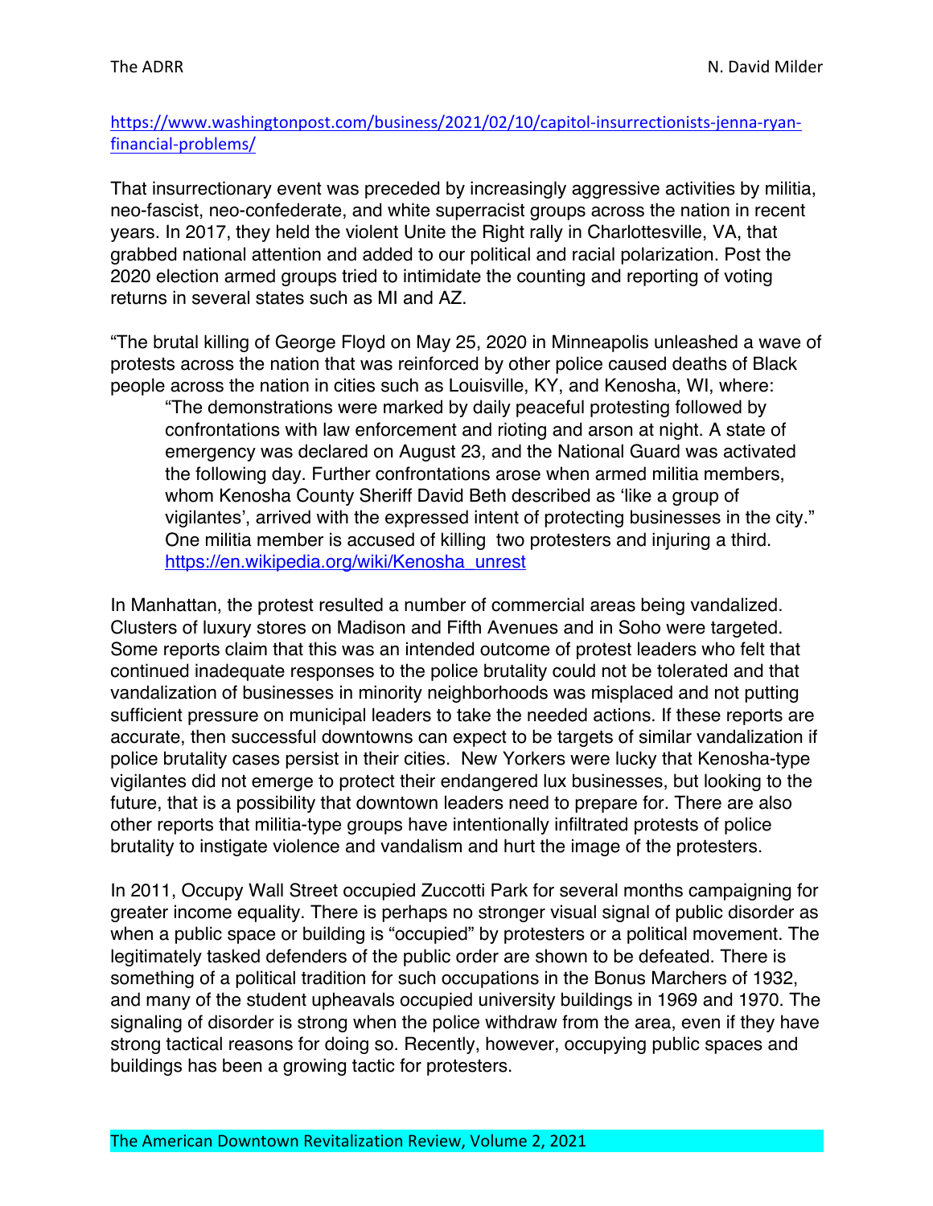https://www.washingtonpost.com/business/2021/02/10/capitol-insurrectionists-jenna-ryan-financial-problems/

That insurrectionary event was preceded by increasingly aggressive activities by militia, neo-fascist, neo-confederate, and white superracist groups across the nation in recent years. In 2017, they held the violent Unite the Right rally in Charlottesville, VA, that grabbed national attention and added to our political and racial polarization. Post the 2020 election armed groups tried to intimidate the counting and reporting of voting returns in several states such as MI and AZ.

"The brutal killing of George Floyd on May 25, 2020 in Minneapolis unleashed a wave of protests across the nation that was reinforced by other police caused deaths of Black people across the nation in cities such as Louisville, KY, and Kenosha, WI, where:

> "The demonstrations were marked by daily peaceful protesting followed by confrontations with law enforcement and rioting and arson at night. A state of emergency was declared on August 23, and the National Guard was activated the following day. Further confrontations arose when armed militia members, whom Kenosha County Sheriff David Beth described as 'like a group of vigilantes', arrived with the expressed intent of protecting businesses in the city." One militia member is accused of killing two protesters and injuring a third. https://en.wikipedia.org/wiki/Kenosha_unrest

In Manhattan, the protest resulted a number of commercial areas being vandalized. Clusters of luxury stores on Madison and Fifth Avenues and in Soho were targeted. Some reports claim that this was an intended outcome of protest leaders who felt that continued inadequate responses to the police brutality could not be tolerated and that vandalization of businesses in minority neighborhoods was misplaced and not putting sufficient pressure on municipal leaders to take the needed actions. If these reports are accurate, then successful downtowns can expect to be targets of similar vandalization if police brutality cases persist in their cities. New Yorkers were lucky that Kenosha-type vigilantes did not emerge to protect their endangered lux businesses, but looking to the future, that is a possibility that downtown leaders need to prepare for. There are also other reports that militia-type groups have intentionally infiltrated protests of police brutality to instigate violence and vandalism and hurt the image of the protesters.

In 2011, Occupy Wall Street occupied Zuccotti Park for several months campaigning for greater income equality. There is perhaps no stronger visual signal of public disorder as when a public space or building is "occupied" by protesters or a political movement. The legitimately tasked defenders of the public order are shown to be defeated. There is something of a political tradition for such occupations in the Bonus Marchers of 1932, and many of the student upheavals occupied university buildings in 1969 and 1970. The signaling of disorder is strong when the police withdraw from the area, even if they have strong tactical reasons for doing so. Recently, however, occupying public spaces and buildings has been a growing tactic for protesters.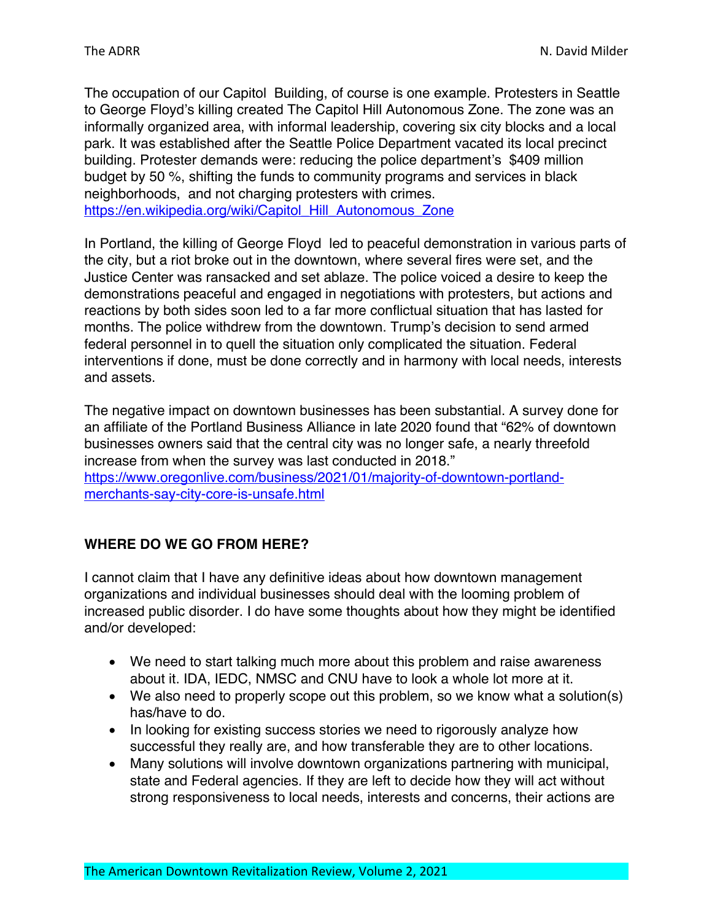The occupation of our Capitol Building, of course is one example. Protesters in Seattle to George Floyd's killing created The Capitol Hill Autonomous Zone. The zone was an informally organized area, with informal leadership, covering six city blocks and a local park. It was established after the Seattle Police Department vacated its local precinct building. Protester demands were: reducing the police department's $409 million budget by 50 %, shifting the funds to community programs and services in black neighborhoods, and not charging protesters with crimes. https://en.wikipedia.org/wiki/Capitol_Hill_Autonomous_Zone

In Portland, the killing of George Floyd led to peaceful demonstration in various parts of the city, but a riot broke out in the downtown, where several fires were set, and the Justice Center was ransacked and set ablaze. The police voiced a desire to keep the demonstrations peaceful and engaged in negotiations with protesters, but actions and reactions by both sides soon led to a far more conflictual situation that has lasted for months. The police withdrew from the downtown. Trump's decision to send armed federal personnel in to quell the situation only complicated the situation. Federal interventions if done, must be done correctly and in harmony with local needs, interests and assets.

The negative impact on downtown businesses has been substantial. A survey done for an affiliate of the Portland Business Alliance in late 2020 found that "62% of downtown businesses owners said that the central city was no longer safe, a nearly threefold increase from when the survey was last conducted in 2018." https://www.oregonlive.com/business/2021/01/majority-of-downtown-portland-merchants-say-city-core-is-unsafe.html

## WHERE DO WE GO FROM HERE?

I cannot claim that I have any definitive ideas about how downtown management organizations and individual businesses should deal with the looming problem of increased public disorder. I do have some thoughts about how they might be identified and/or developed:

- We need to start talking much more about this problem and raise awareness about it. IDA, IEDC, NMSC and CNU have to look a whole lot more at it.
- We also need to properly scope out this problem, so we know what a solution(s) has/have to do.
- In looking for existing success stories we need to rigorously analyze how successful they really are, and how transferable they are to other locations.
- Many solutions will involve downtown organizations partnering with municipal, state and Federal agencies. If they are left to decide how they will act without strong responsiveness to local needs, interests and concerns, their actions are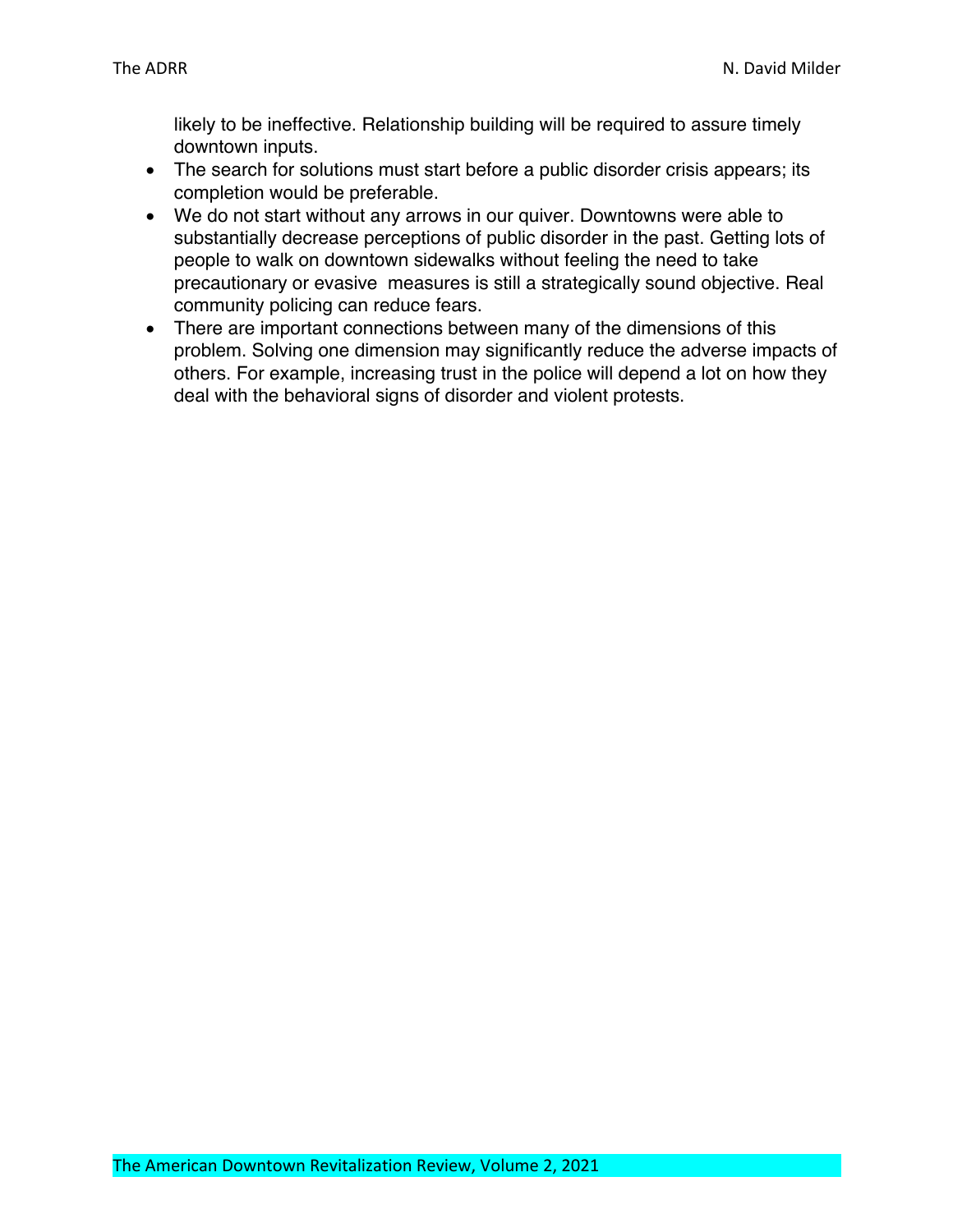likely to be ineffective. Relationship building will be required to assure timely downtown inputs.

- The search for solutions must start before a public disorder crisis appears; its completion would be preferable.
- We do not start without any arrows in our quiver. Downtowns were able to substantially decrease perceptions of public disorder in the past. Getting lots of people to walk on downtown sidewalks without feeling the need to take precautionary or evasive measures is still a strategically sound objective. Real community policing can reduce fears.
- There are important connections between many of the dimensions of this problem. Solving one dimension may significantly reduce the adverse impacts of others. For example, increasing trust in the police will depend a lot on how they deal with the behavioral signs of disorder and violent protests.